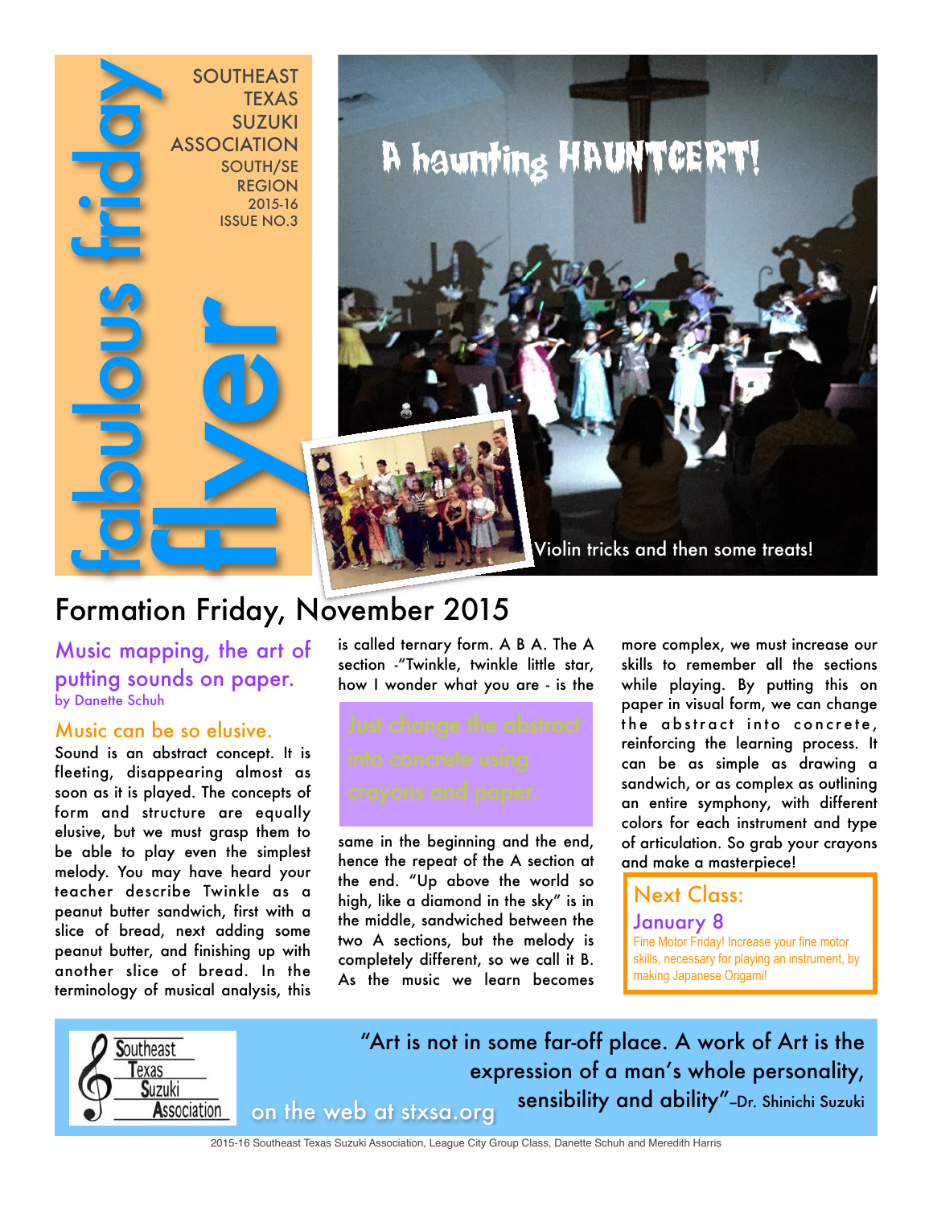# fabulous friday flyer

SOUTHEAST TEXAS SUZUKI ASSOCIATION
SOUTH/SE REGION
2015-16
ISSUE NO.3

A haunting HAUNTCERT!

Violin tricks and then some treats!

## Formation Friday, November 2015

### Music mapping, the art of putting sounds on paper.

by Danette Schuh

#### Music can be so elusive.

Sound is an abstract concept. It is fleeting, disappearing almost as soon as it is played. The concepts of form and structure are equally elusive, but we must grasp them to be able to play even the simplest melody. You may have heard your teacher describe Twinkle as a peanut butter sandwich, first with a slice of bread, next adding some peanut butter, and finishing up with another slice of bread. In the terminology of musical analysis, this is called ternary form. A B A. The A section -"Twinkle, twinkle little star, how I wonder what you are - is the same in the beginning and the end, hence the repeat of the A section at the end. "Up above the world so high, like a diamond in the sky" is in the middle, sandwiched between the two A sections, but the melody is completely different, so we call it B. As the music we learn becomes more complex, we must increase our skills to remember all the sections while playing. By putting this on paper in visual form, we can change the abstract into concrete, reinforcing the learning process. It can be as simple as drawing a sandwich, or as complex as outlining an entire symphony, with different colors for each instrument and type of articulation. So grab your crayons and make a masterpiece!

> Just change the abstract into concrete using crayons and paper.

**Next Class: January 8**

Fine Motor Friday! Increase your fine motor skills, necessary for playing an instrument, by making Japanese Origami!

"Art is not in some far-off place. A work of Art is the expression of a man's whole personality, sensibility and ability"-Dr. Shinichi Suzuki

Southeast Texas Suzuki Association

on the web at stxsa.org

2015-16 Southeast Texas Suzuki Association, League City Group Class, Danette Schuh and Meredith Harris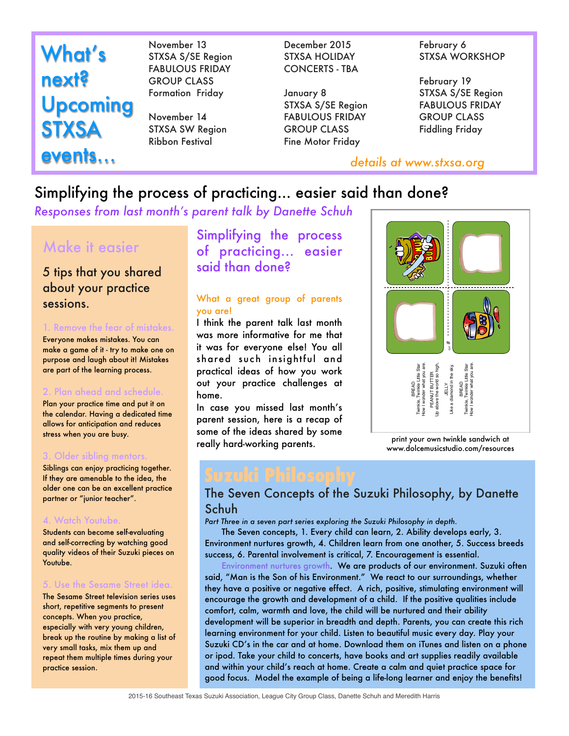# What's next? Upcoming STXSA events...

November 13
STXSA S/SE Region
FABULOUS FRIDAY
GROUP CLASS
Formation Friday

November 14
STXSA SW Region
Ribbon Festival

December 2015
STXSA HOLIDAY
CONCERTS - TBA

January 8
STXSA S/SE Region
FABULOUS FRIDAY
GROUP CLASS
Fine Motor Friday

February 6
STXSA WORKSHOP

February 19
STXSA S/SE Region
FABULOUS FRIDAY
GROUP CLASS
Fiddling Friday

*details at www.stxsa.org*

## Simplifying the process of practicing... easier said than done?

*Responses from last month's parent talk by Danette Schuh*

### Make it easier

#### 5 tips that you shared about your practice sessions.

**1. Remove the fear of mistakes.**
Everyone makes mistakes. You can make a game of it - try to make one on purpose and laugh about it! Mistakes are part of the learning process.

**2. Plan ahead and schedule.**
Plan your practice time and put it on the calendar. Having a dedicated time allows for anticipation and reduces stress when you are busy.

**3. Older sibling mentors.**
Siblings can enjoy practicing together. If they are amenable to the idea, the older one can be an excellent practice partner or "junior teacher".

**4. Watch Youtube.**
Students can become self-evaluating and self-correcting by watching good quality videos of their Suzuki pieces on Youtube.

**5. Use the Sesame Street idea.**
The Sesame Street television series uses short, repetitive segments to present concepts. When you practice, especially with very young children, break up the routine by making a list of very small tasks, mix them up and repeat them multiple times during your practice session.

### Simplifying the process of practicing... easier said than done?

**What a great group of parents you are!**

I think the parent talk last month was more informative for me that it was for everyone else! You all shared such insightful and practical ideas of how you work out your practice challenges at home.

In case you missed last month's parent session, here is a recap of some of the ideas shared by some really hard-working parents.

BREAD
Twinkle, Twinkle Little Star
How I wonder what you are.

PEANUT BUTTER
Up above the world so high,

JELLY
Like a diamond in the sky.

BREAD
Twinkle, Twinkle Little Star
How I wonder what you are.

print your own twinkle sandwich at www.dolcemusicstudio.com/resources

## Suzuki Philosophy

### The Seven Concepts of the Suzuki Philosophy, by Danette Schuh

*Part Three in a seven part series exploring the Suzuki Philosophy in depth.*

The Seven concepts, 1. Every child can learn, 2. Ability develops early, 3. Environment nurtures growth, 4. Children learn from one another, 5. Success breeds success, 6. Parental involvement is critical, 7. Encouragement is essential.

Environment nurtures growth. We are products of our environment. Suzuki often said, "Man is the Son of his Environment." We react to our surroundings, whether they have a positive or negative effect. A rich, positive, stimulating environment will encourage the growth and development of a child. If the positive qualities include comfort, calm, warmth and love, the child will be nurtured and their ability development will be superior in breadth and depth. Parents, you can create this rich learning environment for your child. Listen to beautiful music every day. Play your Suzuki CD's in the car and at home. Download them on iTunes and listen on a phone or ipod. Take your child to concerts, have books and art supplies readily available and within your child's reach at home. Create a calm and quiet practice space for good focus. Model the example of being a life-long learner and enjoy the benefits!

2015-16 Southeast Texas Suzuki Association, League City Group Class, Danette Schuh and Meredith Harris